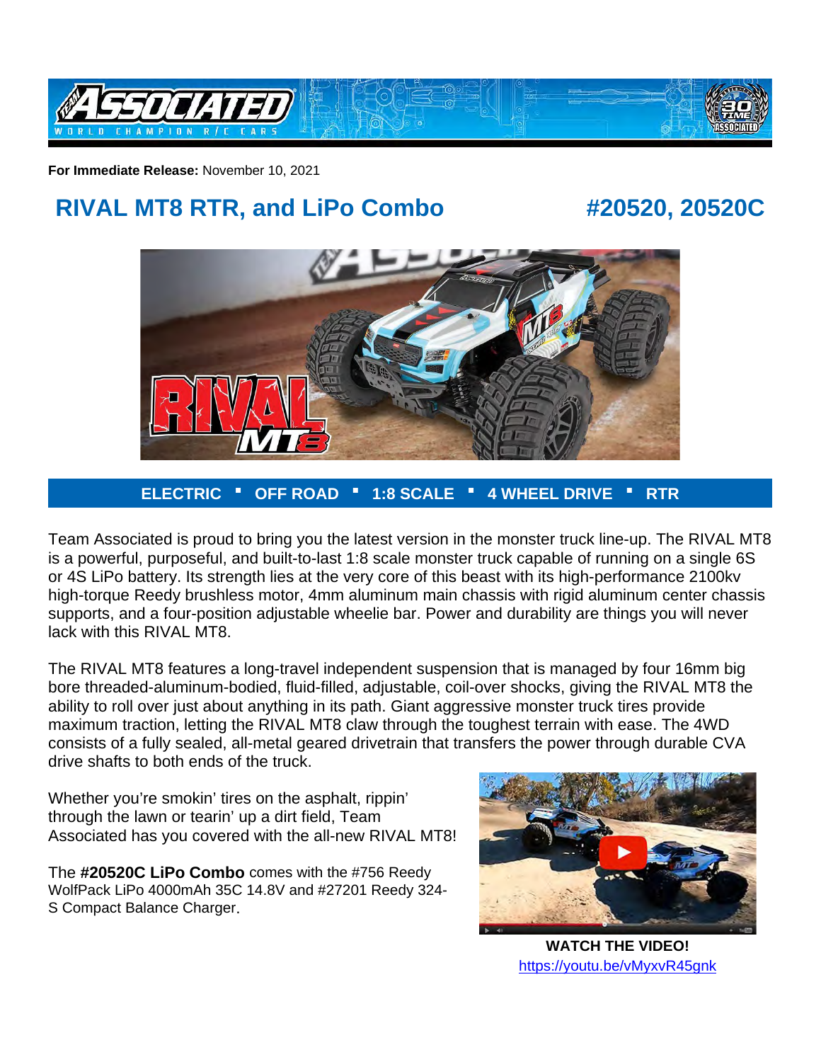**For Immediate Release:** November 10, 2021

# RIVAL MT8 RTR, and LiPo Combo #20520, 20520C

**ELECTRIC ▪ OFF ROAD ▪ 1:8 SCALE ▪ 4 WHEEL DRIVE ▪ RTR**

Team Associated is proud to bring you the latest version in the monster truck line-up. The RIVAL MT8 is a powerful, purposeful, and built-to-last 1:8 scale monster truck capable of running on a single 6S or 4S LiPo battery. Its strength lies at the very core of this beast with its high-performance 2100kv high-torque Reedy brushless motor, 4mm aluminum main chassis with rigid aluminum center chassis supports, and a four-position adjustable wheelie bar. Power and durability are things you will never lack with this RIVAL MT8.

The RIVAL MT8 features a long-travel independent suspension that is managed by four 16mm big bore threaded-aluminum-bodied, fluid-filled, adjustable, coil-over shocks, giving the RIVAL MT8 the ability to roll over just about anything in its path. Giant aggressive monster truck tires provide maximum traction, letting the RIVAL MT8 claw through the toughest terrain with ease. The 4WD consists of a fully sealed, all-metal geared drivetrain that transfers the power through durable CVA drive shafts to both ends of the truck.

Whether you're smokin' tires on the asphalt, rippin' through the lawn or tearin' up a dirt field, Team Associated has you covered with the all-new RIVAL MT8!

The **#20520C LiPo Combo** comes with the #756 Reedy WolfPack LiPo 4000mAh 35C 14.8V and #27201 Reedy 324-S Compact Balance Charger.

**WATCH THE VIDEO!**
https://youtu.be/vMyxvR45gnk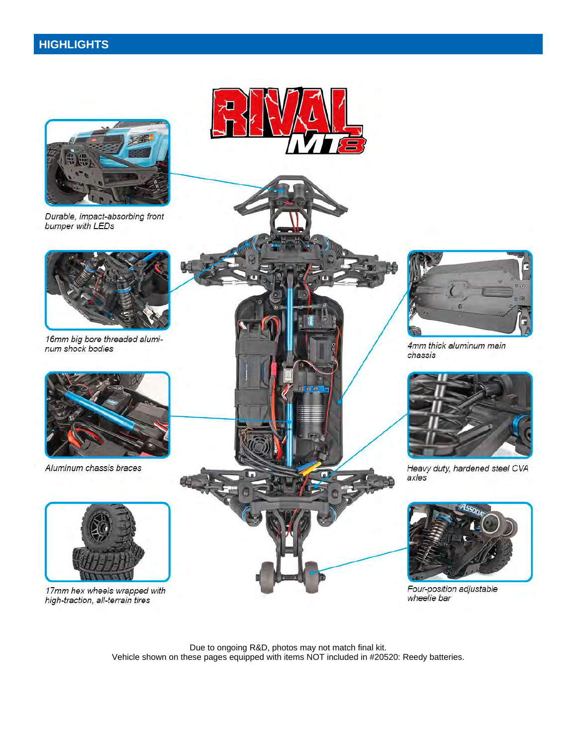## HIGHLIGHTS

Durable, impact-absorbing front bumper with LEDs

16mm big bore threaded aluminum shock bodies

Aluminum chassis braces

17mm hex wheels wrapped with high-traction, all-terrain tires

4mm thick aluminum main chassis

Heavy duty, hardened steel CVA axles

Four-position adjustable wheelie bar

Due to ongoing R&D, photos may not match final kit.
Vehicle shown on these pages equipped with items NOT included in #20520: Reedy batteries.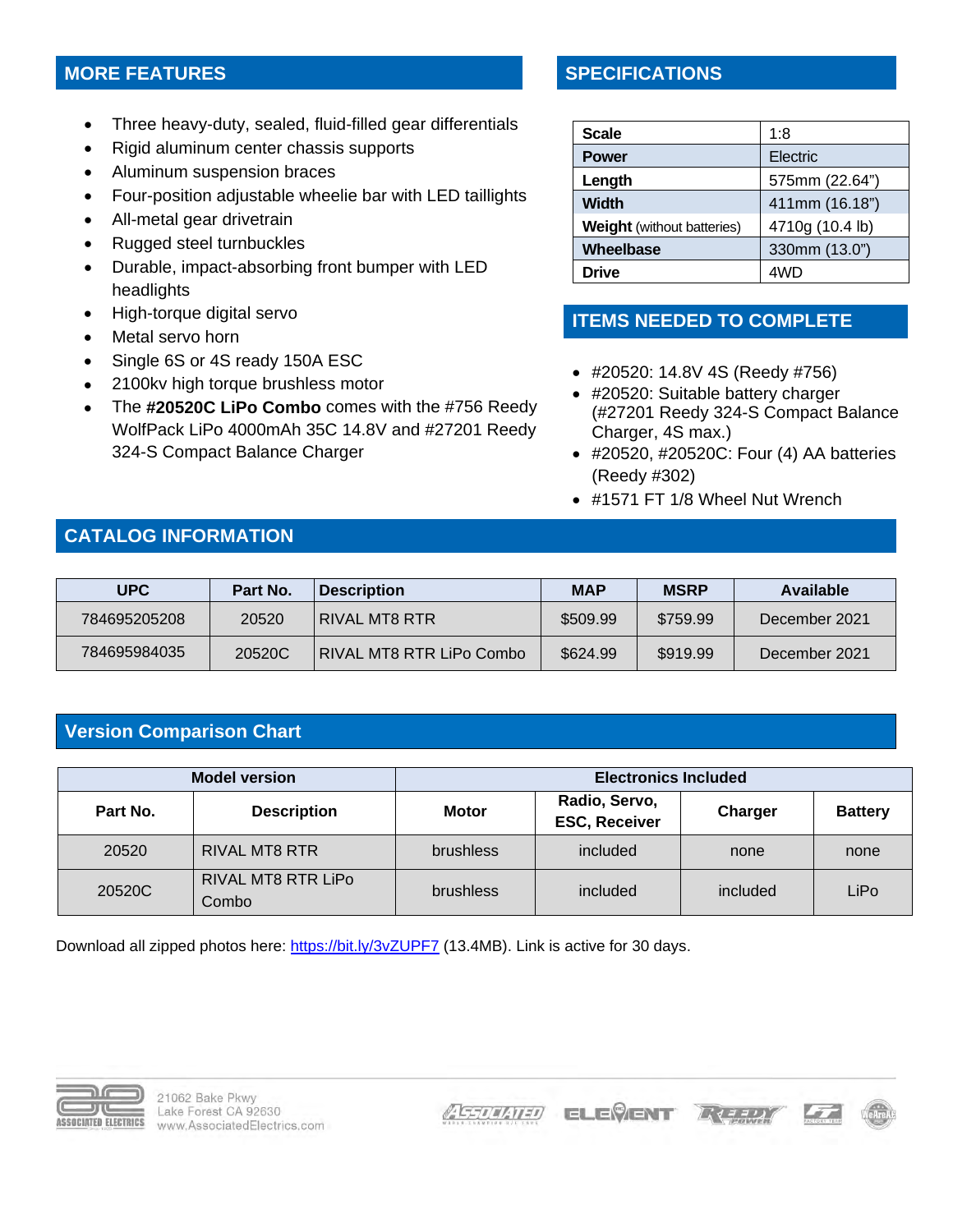## MORE FEATURES

- Three heavy-duty, sealed, fluid-filled gear differentials
- Rigid aluminum center chassis supports
- Aluminum suspension braces
- Four-position adjustable wheelie bar with LED taillights
- All-metal gear drivetrain
- Rugged steel turnbuckles
- Durable, impact-absorbing front bumper with LED headlights
- High-torque digital servo
- Metal servo horn
- Single 6S or 4S ready 150A ESC
- 2100kv high torque brushless motor
- The **#20520C LiPo Combo** comes with the #756 Reedy WolfPack LiPo 4000mAh 35C 14.8V and #27201 Reedy 324-S Compact Balance Charger

## SPECIFICATIONS

| | |
|---|---|
| **Scale** | 1:8 |
| **Power** | Electric |
| **Length** | 575mm (22.64") |
| **Width** | 411mm (16.18") |
| **Weight** (without batteries) | 4710g (10.4 lb) |
| **Wheelbase** | 330mm (13.0") |
| **Drive** | 4WD |

## ITEMS NEEDED TO COMPLETE

- #20520: 14.8V 4S (Reedy #756)
- #20520: Suitable battery charger (#27201 Reedy 324-S Compact Balance Charger, 4S max.)
- #20520, #20520C: Four (4) AA batteries (Reedy #302)
- #1571 FT 1/8 Wheel Nut Wrench

## CATALOG INFORMATION

| UPC | Part No. | Description | MAP | MSRP | Available |
|---|---|---|---|---|---|
| 784695205208 | 20520 | RIVAL MT8 RTR | $509.99 | $759.99 | December 2021 |
| 784695984035 | 20520C | RIVAL MT8 RTR LiPo Combo | $624.99 | $919.99 | December 2021 |

## Version Comparison Chart

| Model version | | Electronics Included | | | |
|---|---|---|---|---|---|
| **Part No.** | **Description** | **Motor** | **Radio, Servo, ESC, Receiver** | **Charger** | **Battery** |
| 20520 | RIVAL MT8 RTR | brushless | included | none | none |
| 20520C | RIVAL MT8 RTR LiPo Combo | brushless | included | included | LiPo |

Download all zipped photos here: https://bit.ly/3vZUPF7 (13.4MB). Link is active for 30 days.

21062 Bake Pkwy
Lake Forest CA 92630
www.AssociatedElectrics.com